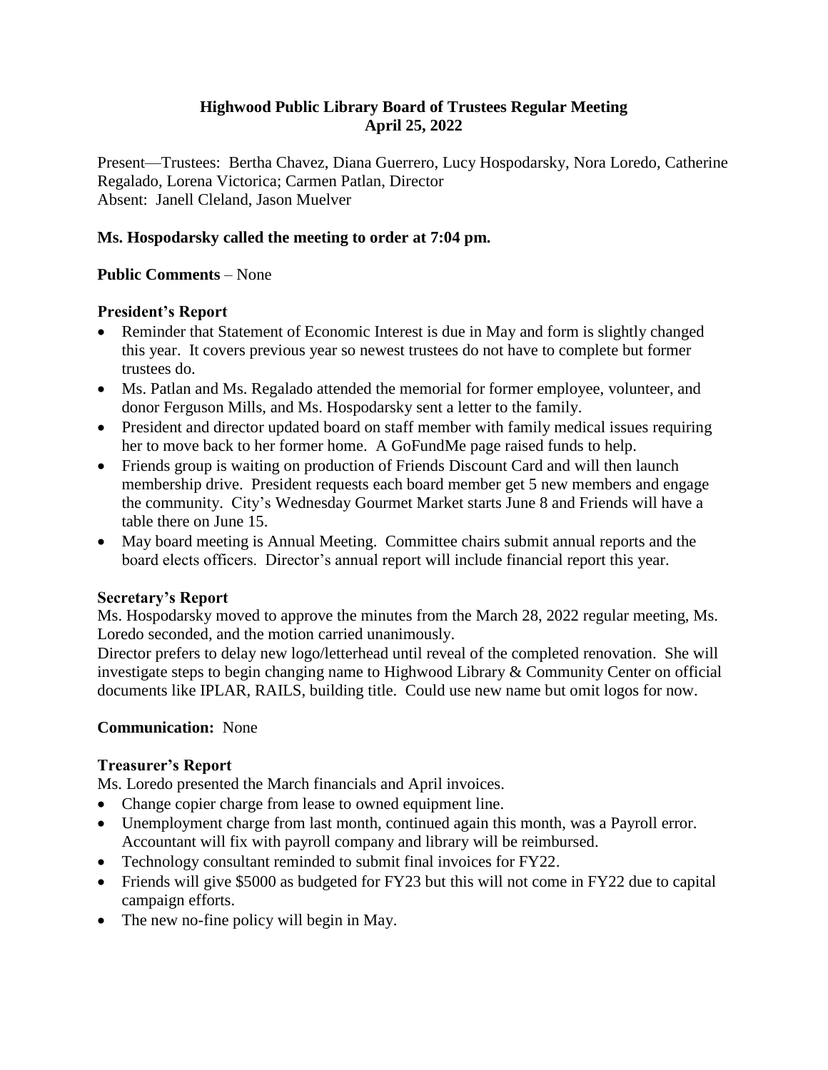# Highwood Public Library Board of Trustees Regular Meeting
## April 25, 2022

Present—Trustees: Bertha Chavez, Diana Guerrero, Lucy Hospodarsky, Nora Loredo, Catherine Regalado, Lorena Victorica; Carmen Patlan, Director
Absent: Janell Cleland, Jason Muelver

**Ms. Hospodarsky called the meeting to order at 7:04 pm.**

**Public Comments** – None

**President's Report**

- Reminder that Statement of Economic Interest is due in May and form is slightly changed this year. It covers previous year so newest trustees do not have to complete but former trustees do.
- Ms. Patlan and Ms. Regalado attended the memorial for former employee, volunteer, and donor Ferguson Mills, and Ms. Hospodarsky sent a letter to the family.
- President and director updated board on staff member with family medical issues requiring her to move back to her former home. A GoFundMe page raised funds to help.
- Friends group is waiting on production of Friends Discount Card and will then launch membership drive. President requests each board member get 5 new members and engage the community. City's Wednesday Gourmet Market starts June 8 and Friends will have a table there on June 15.
- May board meeting is Annual Meeting. Committee chairs submit annual reports and the board elects officers. Director's annual report will include financial report this year.

**Secretary's Report**

Ms. Hospodarsky moved to approve the minutes from the March 28, 2022 regular meeting, Ms. Loredo seconded, and the motion carried unanimously.

Director prefers to delay new logo/letterhead until reveal of the completed renovation. She will investigate steps to begin changing name to Highwood Library & Community Center on official documents like IPLAR, RAILS, building title. Could use new name but omit logos for now.

**Communication:** None

**Treasurer's Report**

Ms. Loredo presented the March financials and April invoices.

- Change copier charge from lease to owned equipment line.
- Unemployment charge from last month, continued again this month, was a Payroll error. Accountant will fix with payroll company and library will be reimbursed.
- Technology consultant reminded to submit final invoices for FY22.
- Friends will give $5000 as budgeted for FY23 but this will not come in FY22 due to capital campaign efforts.
- The new no-fine policy will begin in May.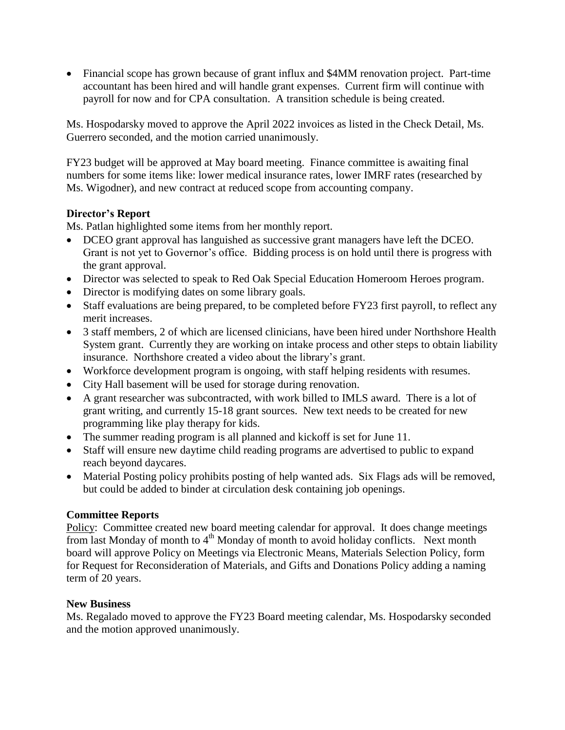- Financial scope has grown because of grant influx and $4MM renovation project. Part-time accountant has been hired and will handle grant expenses. Current firm will continue with payroll for now and for CPA consultation. A transition schedule is being created.

Ms. Hospodarsky moved to approve the April 2022 invoices as listed in the Check Detail, Ms. Guerrero seconded, and the motion carried unanimously.

FY23 budget will be approved at May board meeting. Finance committee is awaiting final numbers for some items like: lower medical insurance rates, lower IMRF rates (researched by Ms. Wigodner), and new contract at reduced scope from accounting company.

**Director's Report**

Ms. Patlan highlighted some items from her monthly report.

- DCEO grant approval has languished as successive grant managers have left the DCEO. Grant is not yet to Governor's office. Bidding process is on hold until there is progress with the grant approval.
- Director was selected to speak to Red Oak Special Education Homeroom Heroes program.
- Director is modifying dates on some library goals.
- Staff evaluations are being prepared, to be completed before FY23 first payroll, to reflect any merit increases.
- 3 staff members, 2 of which are licensed clinicians, have been hired under Northshore Health System grant. Currently they are working on intake process and other steps to obtain liability insurance. Northshore created a video about the library's grant.
- Workforce development program is ongoing, with staff helping residents with resumes.
- City Hall basement will be used for storage during renovation.
- A grant researcher was subcontracted, with work billed to IMLS award. There is a lot of grant writing, and currently 15-18 grant sources. New text needs to be created for new programming like play therapy for kids.
- The summer reading program is all planned and kickoff is set for June 11.
- Staff will ensure new daytime child reading programs are advertised to public to expand reach beyond daycares.
- Material Posting policy prohibits posting of help wanted ads. Six Flags ads will be removed, but could be added to binder at circulation desk containing job openings.

**Committee Reports**

Policy: Committee created new board meeting calendar for approval. It does change meetings from last Monday of month to 4th Monday of month to avoid holiday conflicts. Next month board will approve Policy on Meetings via Electronic Means, Materials Selection Policy, form for Request for Reconsideration of Materials, and Gifts and Donations Policy adding a naming term of 20 years.

**New Business**

Ms. Regalado moved to approve the FY23 Board meeting calendar, Ms. Hospodarsky seconded and the motion approved unanimously.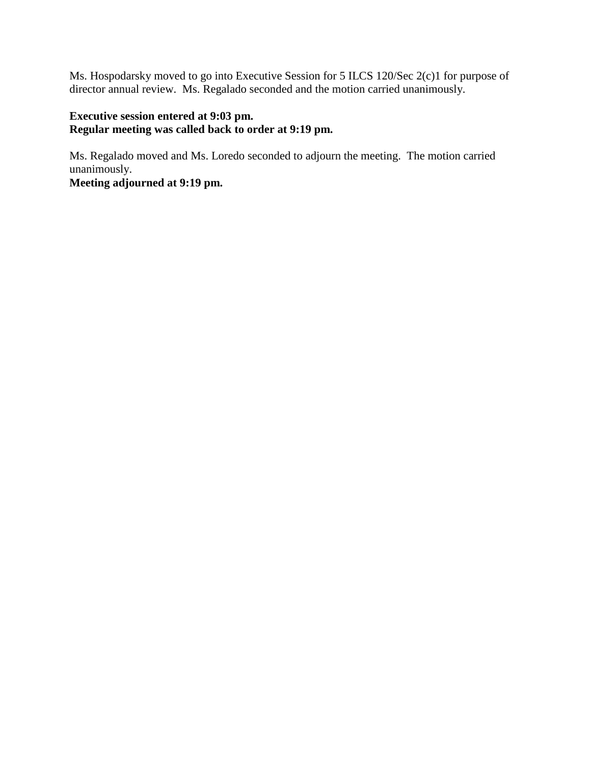Ms. Hospodarsky moved to go into Executive Session for 5 ILCS 120/Sec 2(c)1 for purpose of director annual review. Ms. Regalado seconded and the motion carried unanimously.

**Executive session entered at 9:03 pm.**
**Regular meeting was called back to order at 9:19 pm.**

Ms. Regalado moved and Ms. Loredo seconded to adjourn the meeting. The motion carried unanimously.
**Meeting adjourned at 9:19 pm.**